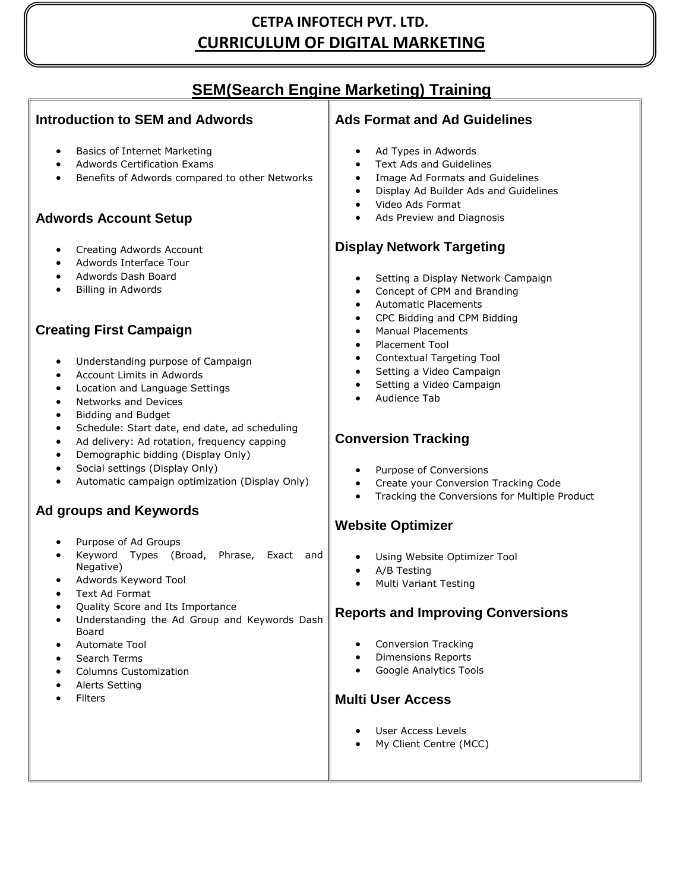# CETPA INFOTECH PVT. LTD.

## CURRICULUM OF DIGITAL MARKETING

## SEM(Search Engine Marketing) Training

### Introduction to SEM and Adwords

- Basics of Internet Marketing
- Adwords Certification Exams
- Benefits of Adwords compared to other Networks

### Adwords Account Setup

- Creating Adwords Account
- Adwords Interface Tour
- Adwords Dash Board
- Billing in Adwords

### Creating First Campaign

- Understanding purpose of Campaign
- Account Limits in Adwords
- Location and Language Settings
- Networks and Devices
- Bidding and Budget
- Schedule: Start date, end date, ad scheduling
- Ad delivery: Ad rotation, frequency capping
- Demographic bidding (Display Only)
- Social settings (Display Only)
- Automatic campaign optimization (Display Only)

### Ad groups and Keywords

- Purpose of Ad Groups
- Keyword Types (Broad, Phrase, Exact and Negative)
- Adwords Keyword Tool
- Text Ad Format
- Quality Score and Its Importance
- Understanding the Ad Group and Keywords Dash Board
- Automate Tool
- Search Terms
- Columns Customization
- Alerts Setting
- Filters

### Ads Format and Ad Guidelines

- Ad Types in Adwords
- Text Ads and Guidelines
- Image Ad Formats and Guidelines
- Display Ad Builder Ads and Guidelines
- Video Ads Format
- Ads Preview and Diagnosis

### Display Network Targeting

- Setting a Display Network Campaign
- Concept of CPM and Branding
- Automatic Placements
- CPC Bidding and CPM Bidding
- Manual Placements
- Placement Tool
- Contextual Targeting Tool
- Setting a Video Campaign
- Setting a Video Campaign
- Audience Tab

### Conversion Tracking

- Purpose of Conversions
- Create your Conversion Tracking Code
- Tracking the Conversions for Multiple Product

### Website Optimizer

- Using Website Optimizer Tool
- A/B Testing
- Multi Variant Testing

### Reports and Improving Conversions

- Conversion Tracking
- Dimensions Reports
- Google Analytics Tools

### Multi User Access

- User Access Levels
- My Client Centre (MCC)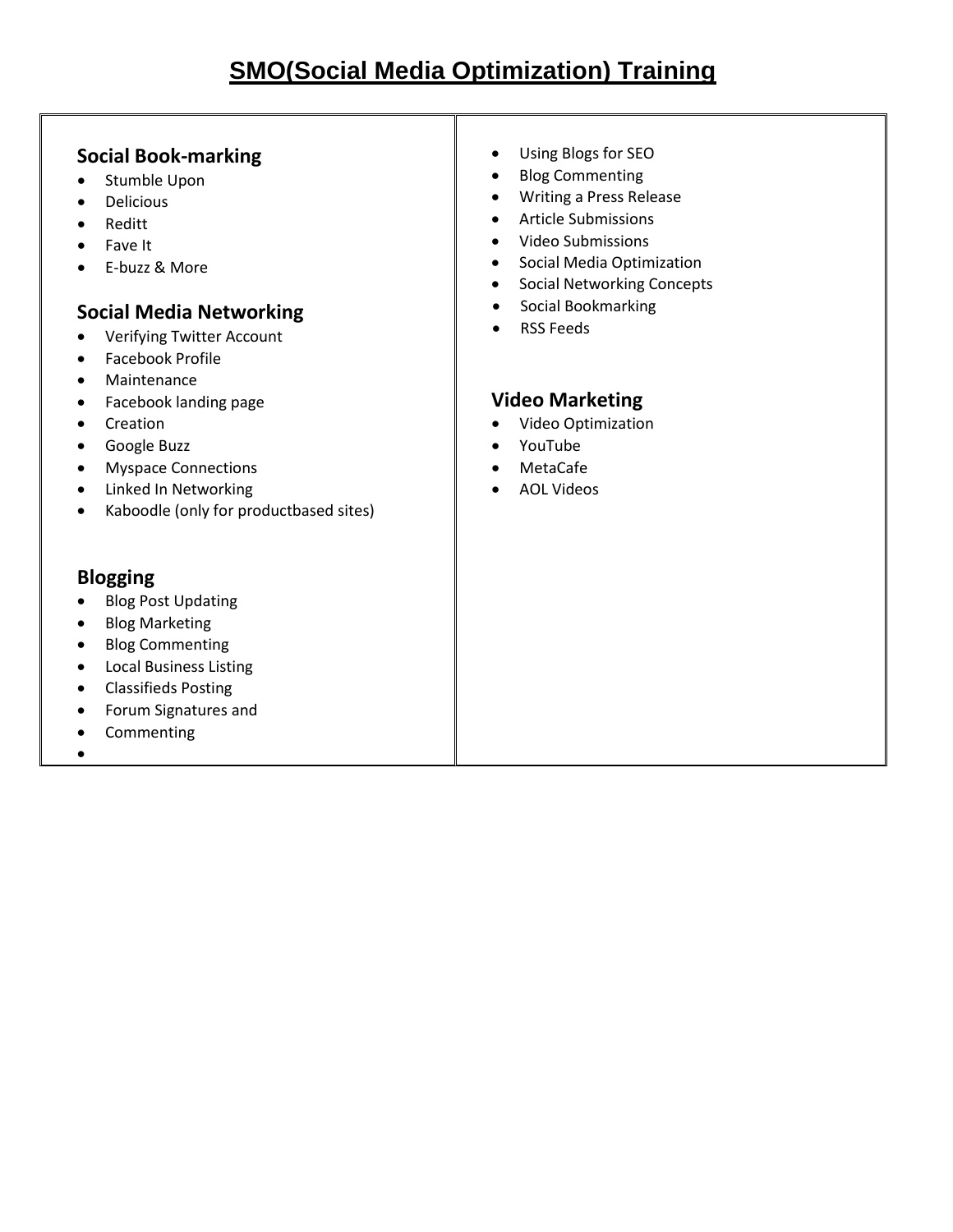# SMO(Social Media Optimization) Training

### Social Book-marking

- Stumble Upon
- Delicious
- Reditt
- Fave It
- E-buzz & More

### Social Media Networking

- Verifying Twitter Account
- Facebook Profile
- Maintenance
- Facebook landing page
- Creation
- Google Buzz
- Myspace Connections
- Linked In Networking
- Kaboodle (only for productbased sites)

### Blogging

- Blog Post Updating
- Blog Marketing
- Blog Commenting
- Local Business Listing
- Classifieds Posting
- Forum Signatures and
- Commenting
- Using Blogs for SEO
- Blog Commenting
- Writing a Press Release
- Article Submissions
- Video Submissions
- Social Media Optimization
- Social Networking Concepts
- Social Bookmarking
- RSS Feeds

### Video Marketing

- Video Optimization
- YouTube
- MetaCafe
- AOL Videos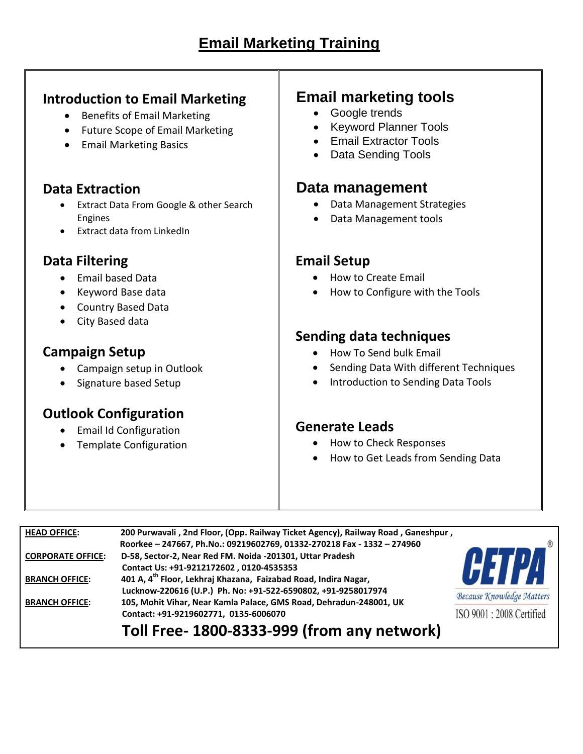# Email Marketing Training

## Introduction to Email Marketing

- Benefits of Email Marketing
- Future Scope of Email Marketing
- Email Marketing Basics

## Data Extraction

- Extract Data From Google & other Search Engines
- Extract data from LinkedIn

## Data Filtering

- Email based Data
- Keyword Base data
- Country Based Data
- City Based data

## Campaign Setup

- Campaign setup in Outlook
- Signature based Setup

## Outlook Configuration

- Email Id Configuration
- Template Configuration

## Email marketing tools

- Google trends
- Keyword Planner Tools
- Email Extractor Tools
- Data Sending Tools

## Data management

- Data Management Strategies
- Data Management tools

## Email Setup

- How to Create Email
- How to Configure with the Tools

## Sending data techniques

- How To Send bulk Email
- Sending Data With different Techniques
- Introduction to Sending Data Tools

## Generate Leads

- How to Check Responses
- How to Get Leads from Sending Data

**HEAD OFFICE:** 200 Purwavali , 2nd Floor, (Opp. Railway Ticket Agency), Railway Road , Ganeshpur , Roorkee – 247667, Ph.No.: 09219602769, 01332-270218 Fax - 1332 – 274960

**CORPORATE OFFICE:** D-58, Sector-2, Near Red FM. Noida -201301, Uttar Pradesh Contact Us: +91-9212172602 , 0120-4535353

**BRANCH OFFICE:** 401 A, 4th Floor, Lekhraj Khazana, Faizabad Road, Indira Nagar, Lucknow-220616 (U.P.) Ph. No: +91-522-6590802, +91-9258017974

**BRANCH OFFICE:** 105, Mohit Vihar, Near Kamla Palace, GMS Road, Dehradun-248001, UK Contact: +91-9219602771, 0135-6006070

**Toll Free- 1800-8333-999 (from any network)**

CETPA®
*Because Knowledge Matters*
ISO 9001 : 2008 Certified